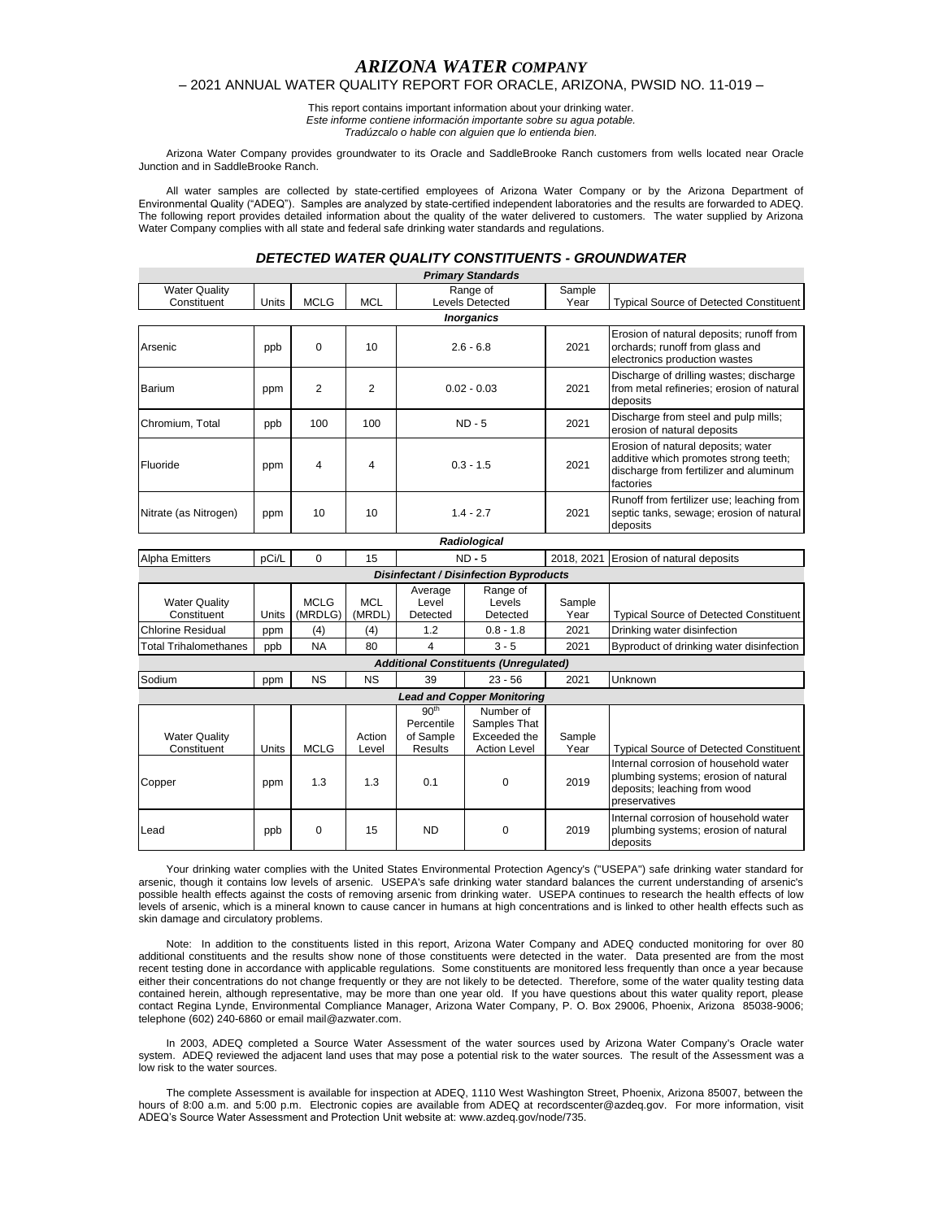# *ARIZONA WATER COMPANY*

## – 2021 ANNUAL WATER QUALITY REPORT FOR ORACLE, ARIZONA, PWSID NO. 11-019 –

This report contains important information about your drinking water.
*Este informe contiene información importante sobre su agua potable.*
*Tradúzcalo o hable con alguien que lo entienda bien.*

Arizona Water Company provides groundwater to its Oracle and SaddleBrooke Ranch customers from wells located near Oracle Junction and in SaddleBrooke Ranch.

All water samples are collected by state-certified employees of Arizona Water Company or by the Arizona Department of Environmental Quality ("ADEQ"). Samples are analyzed by state-certified independent laboratories and the results are forwarded to ADEQ. The following report provides detailed information about the quality of the water delivered to customers. The water supplied by Arizona Water Company complies with all state and federal safe drinking water standards and regulations.

### *DETECTED WATER QUALITY CONSTITUENTS - GROUNDWATER*

| *Primary Standards* | | | | | | | |
|---|---|---|---|---|---|---|---|
| Water Quality Constituent | Units | MCLG | MCL | Range of Levels Detected | | Sample Year | Typical Source of Detected Constituent |
| *Inorganics* | | | | | | | |
| Arsenic | ppb | 0 | 10 | 2.6 - 6.8 | | 2021 | Erosion of natural deposits; runoff from orchards; runoff from glass and electronics production wastes |
| Barium | ppm | 2 | 2 | 0.02 - 0.03 | | 2021 | Discharge of drilling wastes; discharge from metal refineries; erosion of natural deposits |
| Chromium, Total | ppb | 100 | 100 | ND - 5 | | 2021 | Discharge from steel and pulp mills; erosion of natural deposits |
| Fluoride | ppm | 4 | 4 | 0.3 - 1.5 | | 2021 | Erosion of natural deposits; water additive which promotes strong teeth; discharge from fertilizer and aluminum factories |
| Nitrate (as Nitrogen) | ppm | 10 | 10 | 1.4 - 2.7 | | 2021 | Runoff from fertilizer use; leaching from septic tanks, sewage; erosion of natural deposits |
| *Radiological* | | | | | | | |
| Alpha Emitters | pCi/L | 0 | 15 | ND - 5 | | 2018, 2021 | Erosion of natural deposits |
| *Disinfectant / Disinfection Byproducts* | | | | | | | |
| Water Quality Constituent | Units | MCLG (MRDLG) | MCL (MRDL) | Average Level Detected | Range of Levels Detected | Sample Year | Typical Source of Detected Constituent |
| Chlorine Residual | ppm | (4) | (4) | 1.2 | 0.8 - 1.8 | 2021 | Drinking water disinfection |
| Total Trihalomethanes | ppb | NA | 80 | 4 | 3 - 5 | 2021 | Byproduct of drinking water disinfection |
| *Additional Constituents (Unregulated)* | | | | | | | |
| Sodium | ppm | NS | NS | 39 | 23 - 56 | 2021 | Unknown |
| *Lead and Copper Monitoring* | | | | | | | |
| Water Quality Constituent | Units | MCLG | Action Level | 90th Percentile of Sample Results | Number of Samples That Exceeded the Action Level | Sample Year | Typical Source of Detected Constituent |
| Copper | ppm | 1.3 | 1.3 | 0.1 | 0 | 2019 | Internal corrosion of household water plumbing systems; erosion of natural deposits; leaching from wood preservatives |
| Lead | ppb | 0 | 15 | ND | 0 | 2019 | Internal corrosion of household water plumbing systems; erosion of natural deposits |

Your drinking water complies with the United States Environmental Protection Agency's ("USEPA") safe drinking water standard for arsenic, though it contains low levels of arsenic. USEPA's safe drinking water standard balances the current understanding of arsenic's possible health effects against the costs of removing arsenic from drinking water. USEPA continues to research the health effects of low levels of arsenic, which is a mineral known to cause cancer in humans at high concentrations and is linked to other health effects such as skin damage and circulatory problems.

Note: In addition to the constituents listed in this report, Arizona Water Company and ADEQ conducted monitoring for over 80 additional constituents and the results show none of those constituents were detected in the water. Data presented are from the most recent testing done in accordance with applicable regulations. Some constituents are monitored less frequently than once a year because either their concentrations do not change frequently or they are not likely to be detected. Therefore, some of the water quality testing data contained herein, although representative, may be more than one year old. If you have questions about this water quality report, please contact Regina Lynde, Environmental Compliance Manager, Arizona Water Company, P. O. Box 29006, Phoenix, Arizona 85038-9006; telephone (602) 240-6860 or email mail@azwater.com.

In 2003, ADEQ completed a Source Water Assessment of the water sources used by Arizona Water Company's Oracle water system. ADEQ reviewed the adjacent land uses that may pose a potential risk to the water sources. The result of the Assessment was a low risk to the water sources.

The complete Assessment is available for inspection at ADEQ, 1110 West Washington Street, Phoenix, Arizona 85007, between the hours of 8:00 a.m. and 5:00 p.m. Electronic copies are available from ADEQ at recordscenter@azdeq.gov. For more information, visit ADEQ's Source Water Assessment and Protection Unit website at: www.azdeq.gov/node/735.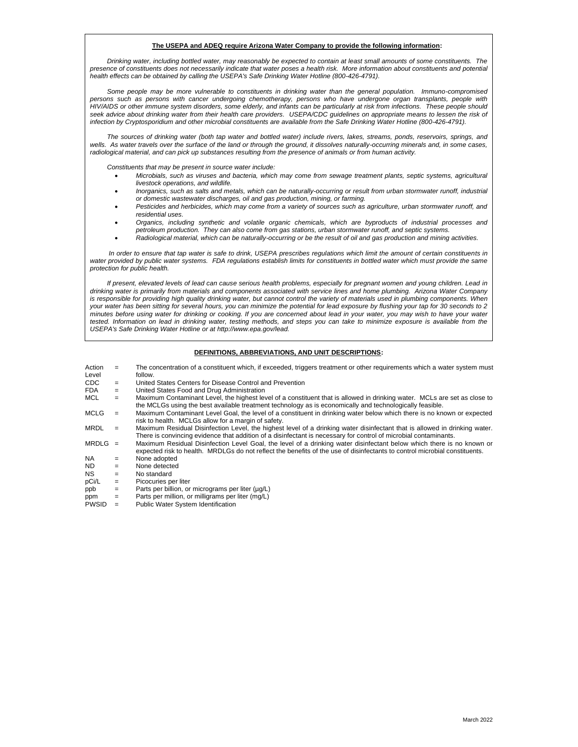**The USEPA and ADEQ require Arizona Water Company to provide the following information:**

*Drinking water, including bottled water, may reasonably be expected to contain at least small amounts of some constituents. The presence of constituents does not necessarily indicate that water poses a health risk. More information about constituents and potential health effects can be obtained by calling the USEPA's Safe Drinking Water Hotline (800-426-4791).*

*Some people may be more vulnerable to constituents in drinking water than the general population. Immuno-compromised persons such as persons with cancer undergoing chemotherapy, persons who have undergone organ transplants, people with HIV/AIDS or other immune system disorders, some elderly, and infants can be particularly at risk from infections. These people should seek advice about drinking water from their health care providers. USEPA/CDC guidelines on appropriate means to lessen the risk of infection by Cryptosporidium and other microbial constituents are available from the Safe Drinking Water Hotline (800-426-4791).*

*The sources of drinking water (both tap water and bottled water) include rivers, lakes, streams, ponds, reservoirs, springs, and wells. As water travels over the surface of the land or through the ground, it dissolves naturally-occurring minerals and, in some cases, radiological material, and can pick up substances resulting from the presence of animals or from human activity.*

*Constituents that may be present in source water include:*

- *Microbials, such as viruses and bacteria, which may come from sewage treatment plants, septic systems, agricultural livestock operations, and wildlife.*
- *Inorganics, such as salts and metals, which can be naturally-occurring or result from urban stormwater runoff, industrial or domestic wastewater discharges, oil and gas production, mining, or farming.*
- *Pesticides and herbicides, which may come from a variety of sources such as agriculture, urban stormwater runoff, and residential uses.*
- *Organics, including synthetic and volatile organic chemicals, which are byproducts of industrial processes and petroleum production. They can also come from gas stations, urban stormwater runoff, and septic systems.*
- *Radiological material, which can be naturally-occurring or be the result of oil and gas production and mining activities.*

*In order to ensure that tap water is safe to drink, USEPA prescribes regulations which limit the amount of certain constituents in water provided by public water systems. FDA regulations establish limits for constituents in bottled water which must provide the same protection for public health.*

*If present, elevated levels of lead can cause serious health problems, especially for pregnant women and young children. Lead in drinking water is primarily from materials and components associated with service lines and home plumbing. Arizona Water Company is responsible for providing high quality drinking water, but cannot control the variety of materials used in plumbing components. When your water has been sitting for several hours, you can minimize the potential for lead exposure by flushing your tap for 30 seconds to 2 minutes before using water for drinking or cooking. If you are concerned about lead in your water, you may wish to have your water tested. Information on lead in drinking water, testing methods, and steps you can take to minimize exposure is available from the USEPA's Safe Drinking Water Hotline or at http://www.epa.gov/lead.*

**DEFINITIONS, ABBREVIATIONS, AND UNIT DESCRIPTIONS:**

| | | |
|---|---|---|
| Action Level | = | The concentration of a constituent which, if exceeded, triggers treatment or other requirements which a water system must follow. |
| CDC | = | United States Centers for Disease Control and Prevention |
| FDA | = | United States Food and Drug Administration |
| MCL | = | Maximum Contaminant Level, the highest level of a constituent that is allowed in drinking water. MCLs are set as close to the MCLGs using the best available treatment technology as is economically and technologically feasible. |
| MCLG | = | Maximum Contaminant Level Goal, the level of a constituent in drinking water below which there is no known or expected risk to health. MCLGs allow for a margin of safety. |
| MRDL | = | Maximum Residual Disinfection Level, the highest level of a drinking water disinfectant that is allowed in drinking water. There is convincing evidence that addition of a disinfectant is necessary for control of microbial contaminants. |
| MRDLG | = | Maximum Residual Disinfection Level Goal, the level of a drinking water disinfectant below which there is no known or expected risk to health. MRDLGs do not reflect the benefits of the use of disinfectants to control microbial constituents. |
| NA | = | None adopted |
| ND | = | None detected |
| NS | = | No standard |
| pCi/L | = | Picocuries per liter |
| ppb | = | Parts per billion, or micrograms per liter (µg/L) |
| ppm | = | Parts per million, or milligrams per liter (mg/L) |
| PWSID | = | Public Water System Identification |

March 2022